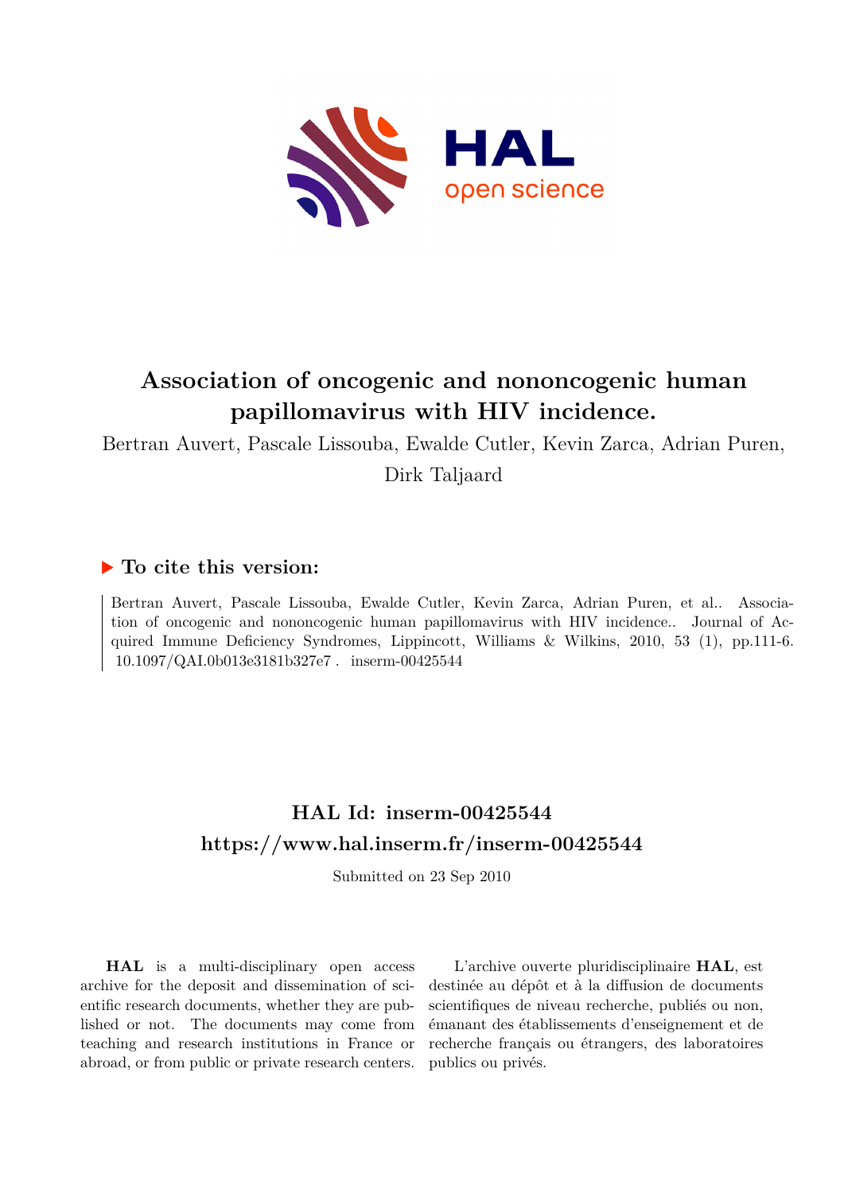# Association of oncogenic and nononcogenic human papillomavirus with HIV incidence.

Bertran Auvert, Pascale Lissouba, Ewalde Cutler, Kevin Zarca, Adrian Puren, Dirk Taljaard

## ▶ To cite this version:

Bertran Auvert, Pascale Lissouba, Ewalde Cutler, Kevin Zarca, Adrian Puren, et al.. Association of oncogenic and nononcogenic human papillomavirus with HIV incidence.. Journal of Acquired Immune Deficiency Syndromes, Lippincott, Williams & Wilkins, 2010, 53 (1), pp.111-6. 10.1097/QAI.0b013e3181b327e7 . inserm-00425544

## HAL Id: inserm-00425544
## https://www.hal.inserm.fr/inserm-00425544

Submitted on 23 Sep 2010

**HAL** is a multi-disciplinary open access archive for the deposit and dissemination of scientific research documents, whether they are published or not. The documents may come from teaching and research institutions in France or abroad, or from public or private research centers.

L'archive ouverte pluridisciplinaire **HAL**, est destinée au dépôt et à la diffusion de documents scientifiques de niveau recherche, publiés ou non, émanant des établissements d'enseignement et de recherche français ou étrangers, des laboratoires publics ou privés.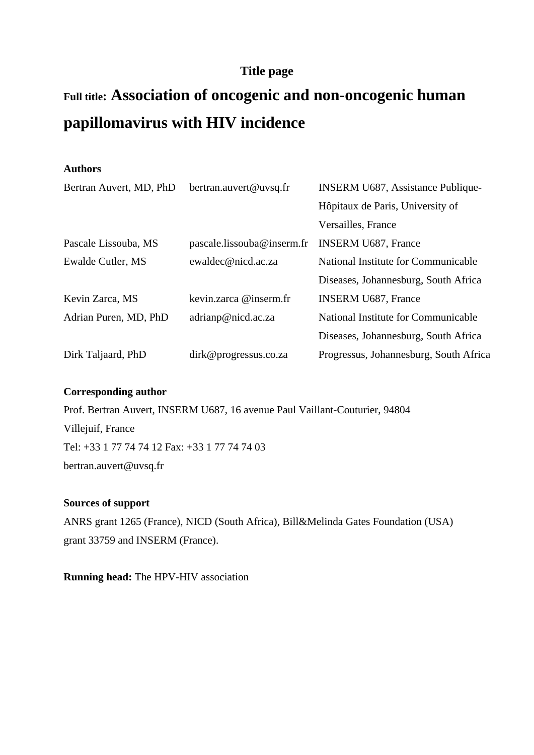**Title page**

**Full title: Association of oncogenic and non-oncogenic human papillomavirus with HIV incidence**

**Authors**

| | | |
|---|---|---|
| Bertran Auvert, MD, PhD | bertran.auvert@uvsq.fr | INSERM U687, Assistance Publique-Hôpitaux de Paris, University of Versailles, France |
| Pascale Lissouba, MS | pascale.lissouba@inserm.fr | INSERM U687, France |
| Ewalde Cutler, MS | ewaldec@nicd.ac.za | National Institute for Communicable Diseases, Johannesburg, South Africa |
| Kevin Zarca, MS | kevin.zarca @inserm.fr | INSERM U687, France |
| Adrian Puren, MD, PhD | adrianp@nicd.ac.za | National Institute for Communicable Diseases, Johannesburg, South Africa |
| Dirk Taljaard, PhD | dirk@progressus.co.za | Progressus, Johannesburg, South Africa |

**Corresponding author**

Prof. Bertran Auvert, INSERM U687, 16 avenue Paul Vaillant-Couturier, 94804 Villejuif, France

Tel: +33 1 77 74 74 12 Fax: +33 1 77 74 74 03

bertran.auvert@uvsq.fr

**Sources of support**

ANRS grant 1265 (France), NICD (South Africa), Bill&Melinda Gates Foundation (USA) grant 33759 and INSERM (France).

**Running head:** The HPV-HIV association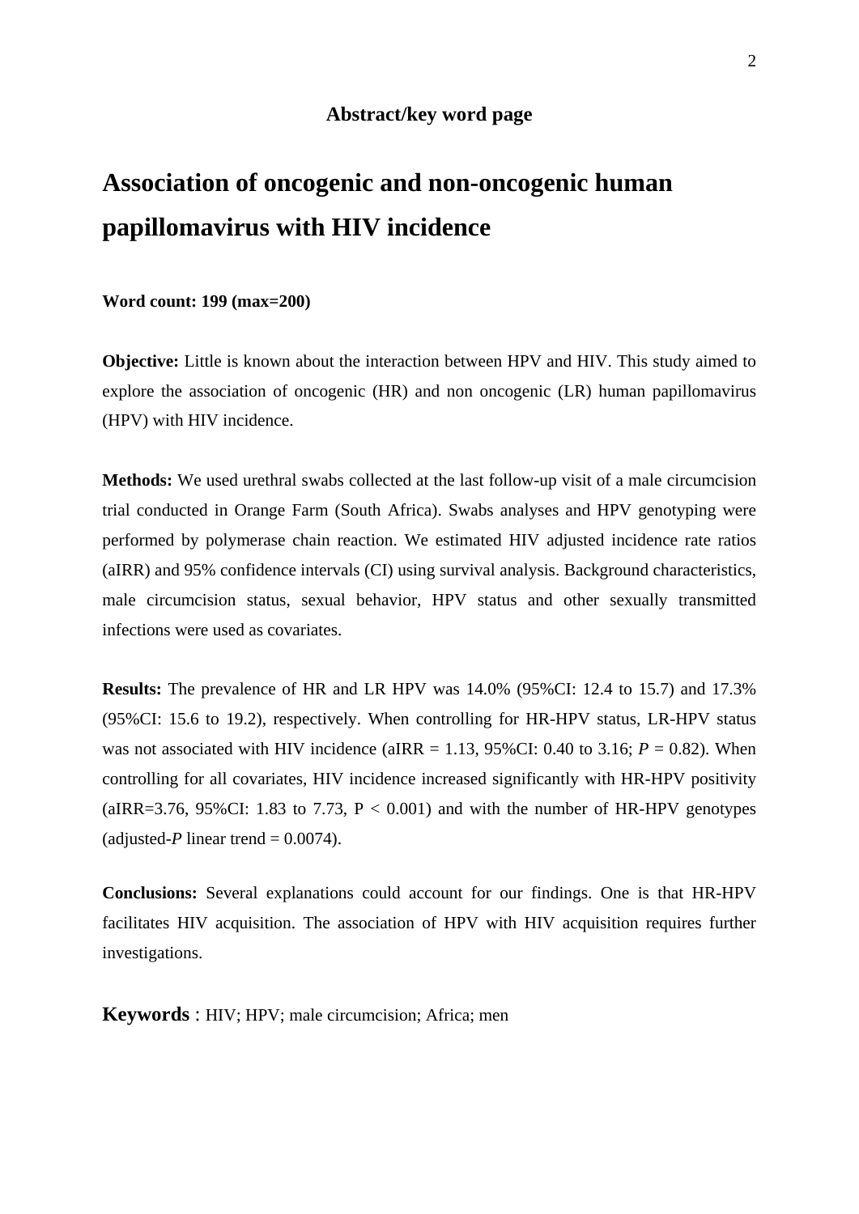**Abstract/key word page**

# Association of oncogenic and non-oncogenic human papillomavirus with HIV incidence

**Word count: 199 (max=200)**

**Objective:** Little is known about the interaction between HPV and HIV. This study aimed to explore the association of oncogenic (HR) and non oncogenic (LR) human papillomavirus (HPV) with HIV incidence.

**Methods:** We used urethral swabs collected at the last follow-up visit of a male circumcision trial conducted in Orange Farm (South Africa). Swabs analyses and HPV genotyping were performed by polymerase chain reaction. We estimated HIV adjusted incidence rate ratios (aIRR) and 95% confidence intervals (CI) using survival analysis. Background characteristics, male circumcision status, sexual behavior, HPV status and other sexually transmitted infections were used as covariates.

**Results:** The prevalence of HR and LR HPV was 14.0% (95%CI: 12.4 to 15.7) and 17.3% (95%CI: 15.6 to 19.2), respectively. When controlling for HR-HPV status, LR-HPV status was not associated with HIV incidence (aIRR = 1.13, 95%CI: 0.40 to 3.16; $P = 0.82$). When controlling for all covariates, HIV incidence increased significantly with HR-HPV positivity (aIRR=3.76, 95%CI: 1.83 to 7.73, $P < 0.001$) and with the number of HR-HPV genotypes (adjusted-*P* linear trend = 0.0074).

**Conclusions:** Several explanations could account for our findings. One is that HR-HPV facilitates HIV acquisition. The association of HPV with HIV acquisition requires further investigations.

**Keywords** : HIV; HPV; male circumcision; Africa; men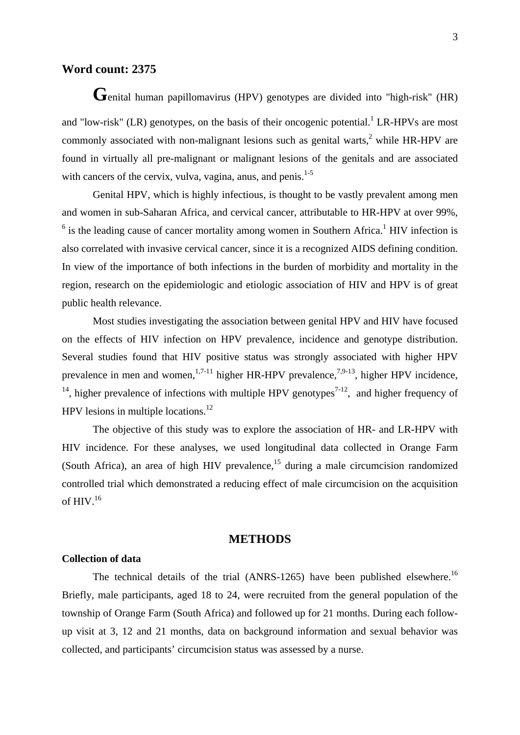**Word count: 2375**

Genital human papillomavirus (HPV) genotypes are divided into "high-risk" (HR) and "low-risk" (LR) genotypes, on the basis of their oncogenic potential.[1] LR-HPVs are most commonly associated with non-malignant lesions such as genital warts,[2] while HR-HPV are found in virtually all pre-malignant or malignant lesions of the genitals and are associated with cancers of the cervix, vulva, vagina, anus, and penis.[1-5]

Genital HPV, which is highly infectious, is thought to be vastly prevalent among men and women in sub-Saharan Africa, and cervical cancer, attributable to HR-HPV at over 99%, [6] is the leading cause of cancer mortality among women in Southern Africa.[1] HIV infection is also correlated with invasive cervical cancer, since it is a recognized AIDS defining condition. In view of the importance of both infections in the burden of morbidity and mortality in the region, research on the epidemiologic and etiologic association of HIV and HPV is of great public health relevance.

Most studies investigating the association between genital HPV and HIV have focused on the effects of HIV infection on HPV prevalence, incidence and genotype distribution. Several studies found that HIV positive status was strongly associated with higher HPV prevalence in men and women,[1,7-11] higher HR-HPV prevalence,[7,9-13], higher HPV incidence, [14], higher prevalence of infections with multiple HPV genotypes[7-12], and higher frequency of HPV lesions in multiple locations.[12]

The objective of this study was to explore the association of HR- and LR-HPV with HIV incidence. For these analyses, we used longitudinal data collected in Orange Farm (South Africa), an area of high HIV prevalence,[15] during a male circumcision randomized controlled trial which demonstrated a reducing effect of male circumcision on the acquisition of HIV.[16]

## METHODS

### Collection of data

The technical details of the trial (ANRS-1265) have been published elsewhere.[16] Briefly, male participants, aged 18 to 24, were recruited from the general population of the township of Orange Farm (South Africa) and followed up for 21 months. During each follow-up visit at 3, 12 and 21 months, data on background information and sexual behavior was collected, and participants' circumcision status was assessed by a nurse.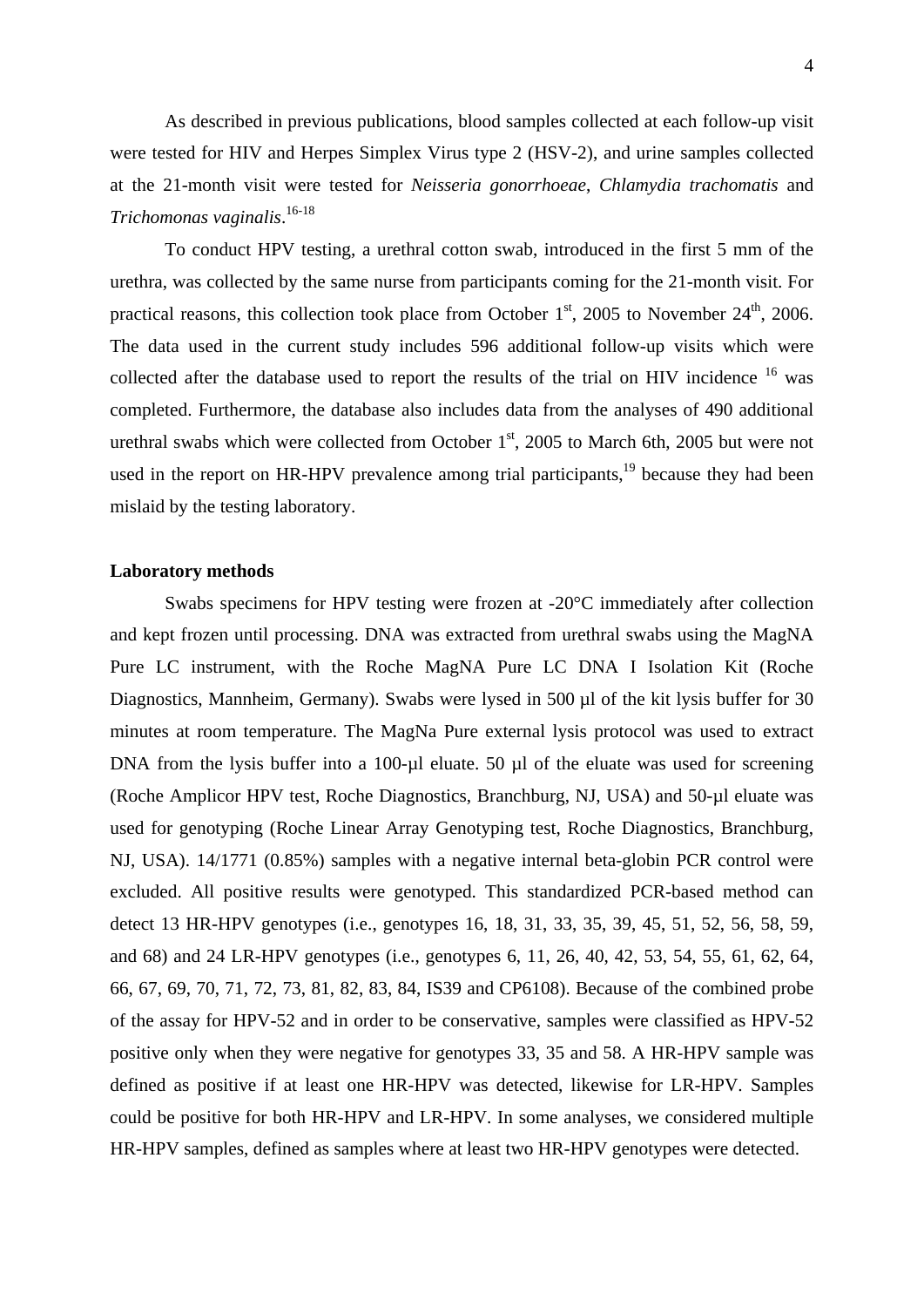As described in previous publications, blood samples collected at each follow-up visit were tested for HIV and Herpes Simplex Virus type 2 (HSV-2), and urine samples collected at the 21-month visit were tested for *Neisseria gonorrhoeae*, *Chlamydia trachomatis* and *Trichomonas vaginalis*.[16-18]

To conduct HPV testing, a urethral cotton swab, introduced in the first 5 mm of the urethra, was collected by the same nurse from participants coming for the 21-month visit. For practical reasons, this collection took place from October 1st, 2005 to November 24th, 2006. The data used in the current study includes 596 additional follow-up visits which were collected after the database used to report the results of the trial on HIV incidence [16] was completed. Furthermore, the database also includes data from the analyses of 490 additional urethral swabs which were collected from October 1st, 2005 to March 6th, 2005 but were not used in the report on HR-HPV prevalence among trial participants,[19] because they had been mislaid by the testing laboratory.

**Laboratory methods**

Swabs specimens for HPV testing were frozen at -20°C immediately after collection and kept frozen until processing. DNA was extracted from urethral swabs using the MagNA Pure LC instrument, with the Roche MagNA Pure LC DNA I Isolation Kit (Roche Diagnostics, Mannheim, Germany). Swabs were lysed in 500 µl of the kit lysis buffer for 30 minutes at room temperature. The MagNa Pure external lysis protocol was used to extract DNA from the lysis buffer into a 100-µl eluate. 50 µl of the eluate was used for screening (Roche Amplicor HPV test, Roche Diagnostics, Branchburg, NJ, USA) and 50-µl eluate was used for genotyping (Roche Linear Array Genotyping test, Roche Diagnostics, Branchburg, NJ, USA). 14/1771 (0.85%) samples with a negative internal beta-globin PCR control were excluded. All positive results were genotyped. This standardized PCR-based method can detect 13 HR-HPV genotypes (i.e., genotypes 16, 18, 31, 33, 35, 39, 45, 51, 52, 56, 58, 59, and 68) and 24 LR-HPV genotypes (i.e., genotypes 6, 11, 26, 40, 42, 53, 54, 55, 61, 62, 64, 66, 67, 69, 70, 71, 72, 73, 81, 82, 83, 84, IS39 and CP6108). Because of the combined probe of the assay for HPV-52 and in order to be conservative, samples were classified as HPV-52 positive only when they were negative for genotypes 33, 35 and 58. A HR-HPV sample was defined as positive if at least one HR-HPV was detected, likewise for LR-HPV. Samples could be positive for both HR-HPV and LR-HPV. In some analyses, we considered multiple HR-HPV samples, defined as samples where at least two HR-HPV genotypes were detected.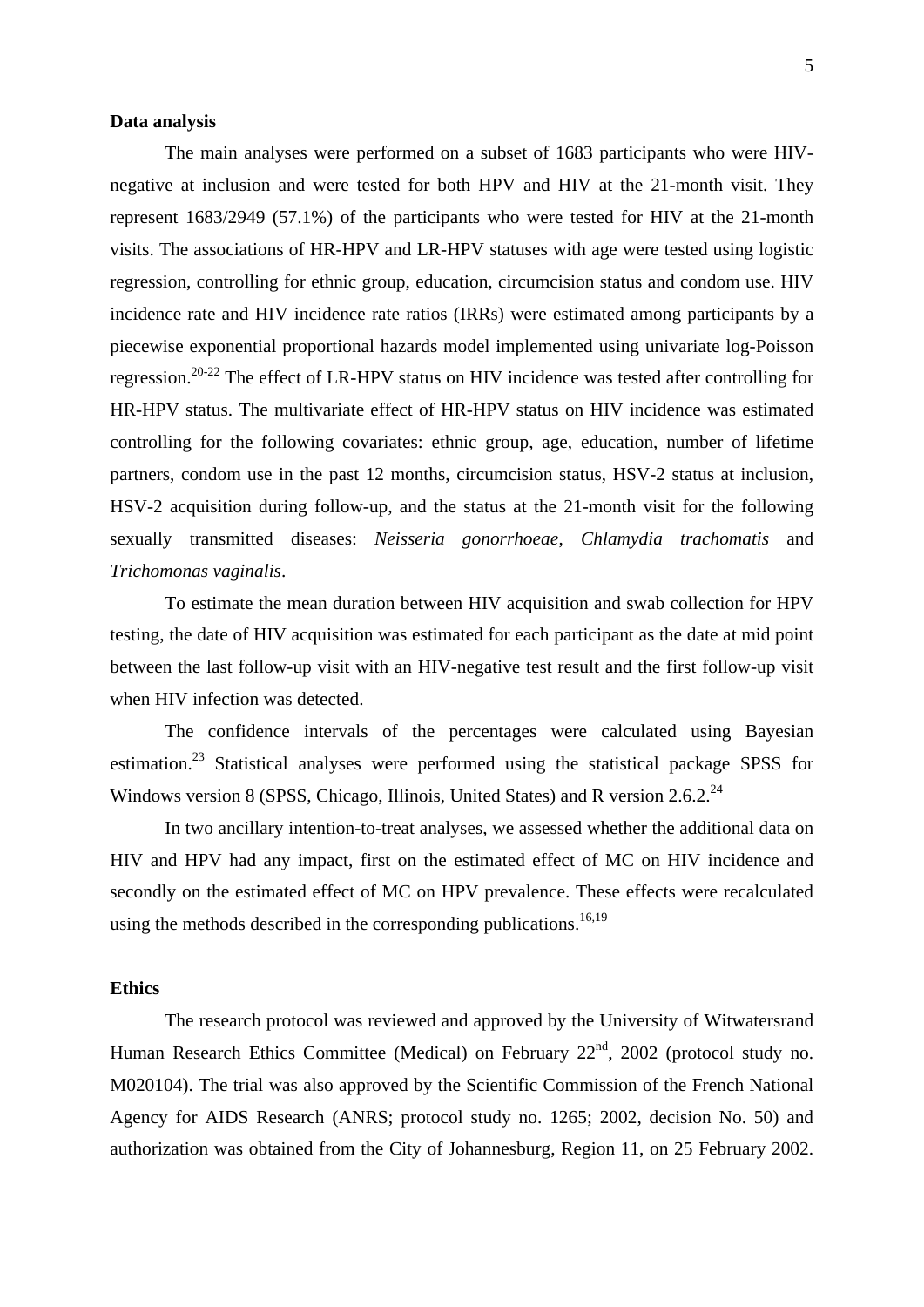**Data analysis**

The main analyses were performed on a subset of 1683 participants who were HIV-negative at inclusion and were tested for both HPV and HIV at the 21-month visit. They represent 1683/2949 (57.1%) of the participants who were tested for HIV at the 21-month visits. The associations of HR-HPV and LR-HPV statuses with age were tested using logistic regression, controlling for ethnic group, education, circumcision status and condom use. HIV incidence rate and HIV incidence rate ratios (IRRs) were estimated among participants by a piecewise exponential proportional hazards model implemented using univariate log-Poisson regression.[20-22] The effect of LR-HPV status on HIV incidence was tested after controlling for HR-HPV status. The multivariate effect of HR-HPV status on HIV incidence was estimated controlling for the following covariates: ethnic group, age, education, number of lifetime partners, condom use in the past 12 months, circumcision status, HSV-2 status at inclusion, HSV-2 acquisition during follow-up, and the status at the 21-month visit for the following sexually transmitted diseases: *Neisseria gonorrhoeae*, *Chlamydia trachomatis* and *Trichomonas vaginalis*.

To estimate the mean duration between HIV acquisition and swab collection for HPV testing, the date of HIV acquisition was estimated for each participant as the date at mid point between the last follow-up visit with an HIV-negative test result and the first follow-up visit when HIV infection was detected.

The confidence intervals of the percentages were calculated using Bayesian estimation.[23] Statistical analyses were performed using the statistical package SPSS for Windows version 8 (SPSS, Chicago, Illinois, United States) and R version 2.6.2.[24]

In two ancillary intention-to-treat analyses, we assessed whether the additional data on HIV and HPV had any impact, first on the estimated effect of MC on HIV incidence and secondly on the estimated effect of MC on HPV prevalence. These effects were recalculated using the methods described in the corresponding publications.[16,19]

**Ethics**

The research protocol was reviewed and approved by the University of Witwatersrand Human Research Ethics Committee (Medical) on February 22nd, 2002 (protocol study no. M020104). The trial was also approved by the Scientific Commission of the French National Agency for AIDS Research (ANRS; protocol study no. 1265; 2002, decision No. 50) and authorization was obtained from the City of Johannesburg, Region 11, on 25 February 2002.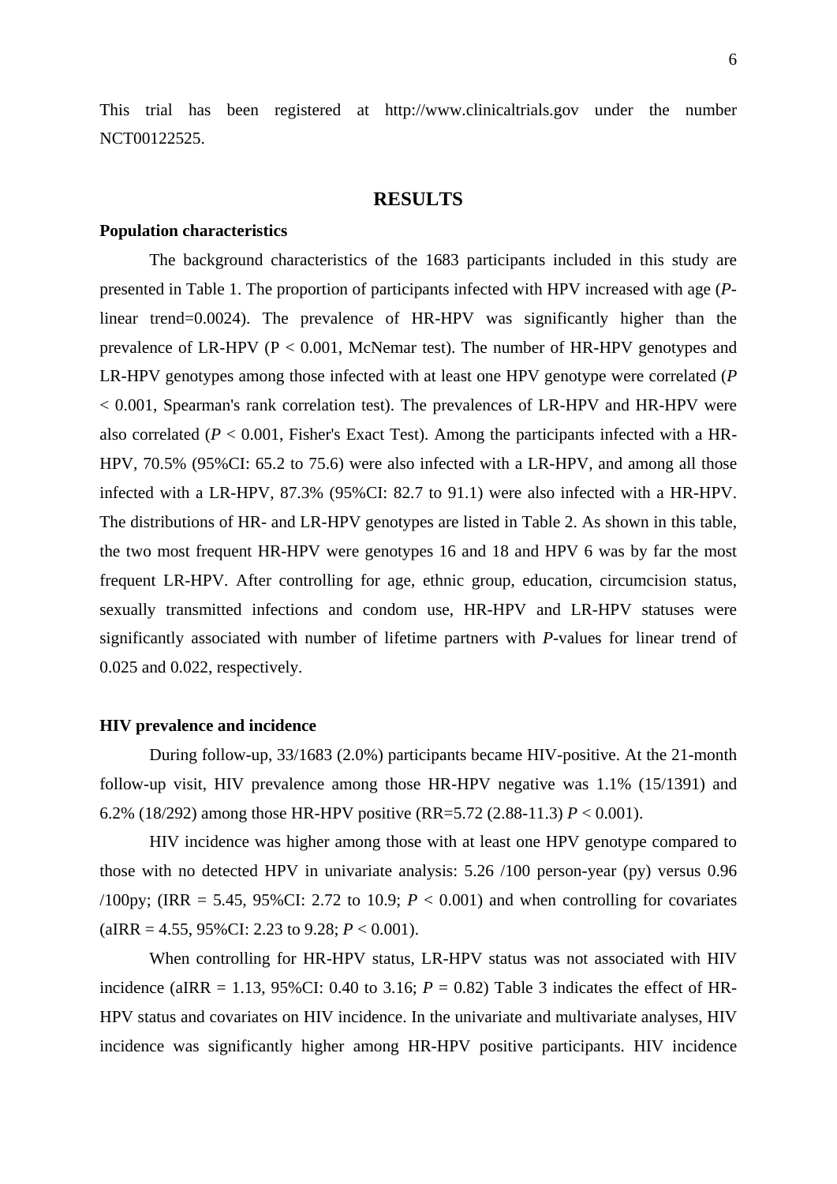This trial has been registered at http://www.clinicaltrials.gov under the number NCT00122525.

## RESULTS

### Population characteristics

The background characteristics of the 1683 participants included in this study are presented in Table 1. The proportion of participants infected with HPV increased with age (*P*-linear trend=0.0024). The prevalence of HR-HPV was significantly higher than the prevalence of LR-HPV (P < 0.001, McNemar test). The number of HR-HPV genotypes and LR-HPV genotypes among those infected with at least one HPV genotype were correlated (*P* < 0.001, Spearman's rank correlation test). The prevalences of LR-HPV and HR-HPV were also correlated (*P* < 0.001, Fisher's Exact Test). Among the participants infected with a HR-HPV, 70.5% (95%CI: 65.2 to 75.6) were also infected with a LR-HPV, and among all those infected with a LR-HPV, 87.3% (95%CI: 82.7 to 91.1) were also infected with a HR-HPV. The distributions of HR- and LR-HPV genotypes are listed in Table 2. As shown in this table, the two most frequent HR-HPV were genotypes 16 and 18 and HPV 6 was by far the most frequent LR-HPV. After controlling for age, ethnic group, education, circumcision status, sexually transmitted infections and condom use, HR-HPV and LR-HPV statuses were significantly associated with number of lifetime partners with *P*-values for linear trend of 0.025 and 0.022, respectively.

### HIV prevalence and incidence

During follow-up, 33/1683 (2.0%) participants became HIV-positive. At the 21-month follow-up visit, HIV prevalence among those HR-HPV negative was 1.1% (15/1391) and 6.2% (18/292) among those HR-HPV positive (RR=5.72 (2.88-11.3) *P* < 0.001).

HIV incidence was higher among those with at least one HPV genotype compared to those with no detected HPV in univariate analysis: 5.26 /100 person-year (py) versus 0.96 /100py; (IRR = 5.45, 95%CI: 2.72 to 10.9; *P* < 0.001) and when controlling for covariates (aIRR = 4.55, 95%CI: 2.23 to 9.28; *P* < 0.001).

When controlling for HR-HPV status, LR-HPV status was not associated with HIV incidence (aIRR = 1.13, 95%CI: 0.40 to 3.16; *P* = 0.82) Table 3 indicates the effect of HR-HPV status and covariates on HIV incidence. In the univariate and multivariate analyses, HIV incidence was significantly higher among HR-HPV positive participants. HIV incidence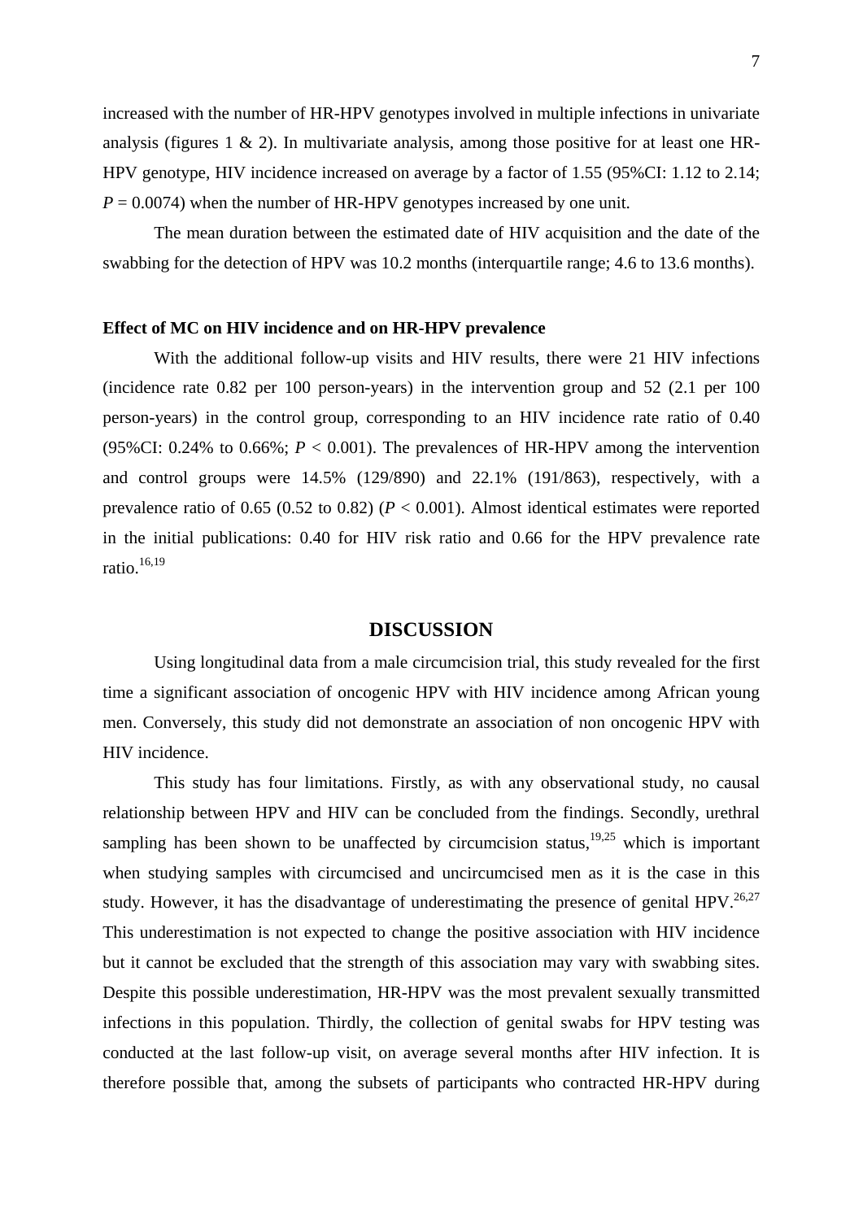increased with the number of HR-HPV genotypes involved in multiple infections in univariate analysis (figures 1 & 2). In multivariate analysis, among those positive for at least one HR-HPV genotype, HIV incidence increased on average by a factor of 1.55 (95%CI: 1.12 to 2.14; $P = 0.0074$) when the number of HR-HPV genotypes increased by one unit.

The mean duration between the estimated date of HIV acquisition and the date of the swabbing for the detection of HPV was 10.2 months (interquartile range; 4.6 to 13.6 months).

**Effect of MC on HIV incidence and on HR-HPV prevalence**

With the additional follow-up visits and HIV results, there were 21 HIV infections (incidence rate 0.82 per 100 person-years) in the intervention group and 52 (2.1 per 100 person-years) in the control group, corresponding to an HIV incidence rate ratio of 0.40 (95%CI: 0.24% to 0.66%; $P < 0.001$). The prevalences of HR-HPV among the intervention and control groups were 14.5% (129/890) and 22.1% (191/863), respectively, with a prevalence ratio of 0.65 (0.52 to 0.82) ($P < 0.001$). Almost identical estimates were reported in the initial publications: 0.40 for HIV risk ratio and 0.66 for the HPV prevalence rate ratio.[16,19]

## DISCUSSION

Using longitudinal data from a male circumcision trial, this study revealed for the first time a significant association of oncogenic HPV with HIV incidence among African young men. Conversely, this study did not demonstrate an association of non oncogenic HPV with HIV incidence.

This study has four limitations. Firstly, as with any observational study, no causal relationship between HPV and HIV can be concluded from the findings. Secondly, urethral sampling has been shown to be unaffected by circumcision status,[19,25] which is important when studying samples with circumcised and uncircumcised men as it is the case in this study. However, it has the disadvantage of underestimating the presence of genital HPV.[26,27] This underestimation is not expected to change the positive association with HIV incidence but it cannot be excluded that the strength of this association may vary with swabbing sites. Despite this possible underestimation, HR-HPV was the most prevalent sexually transmitted infections in this population. Thirdly, the collection of genital swabs for HPV testing was conducted at the last follow-up visit, on average several months after HIV infection. It is therefore possible that, among the subsets of participants who contracted HR-HPV during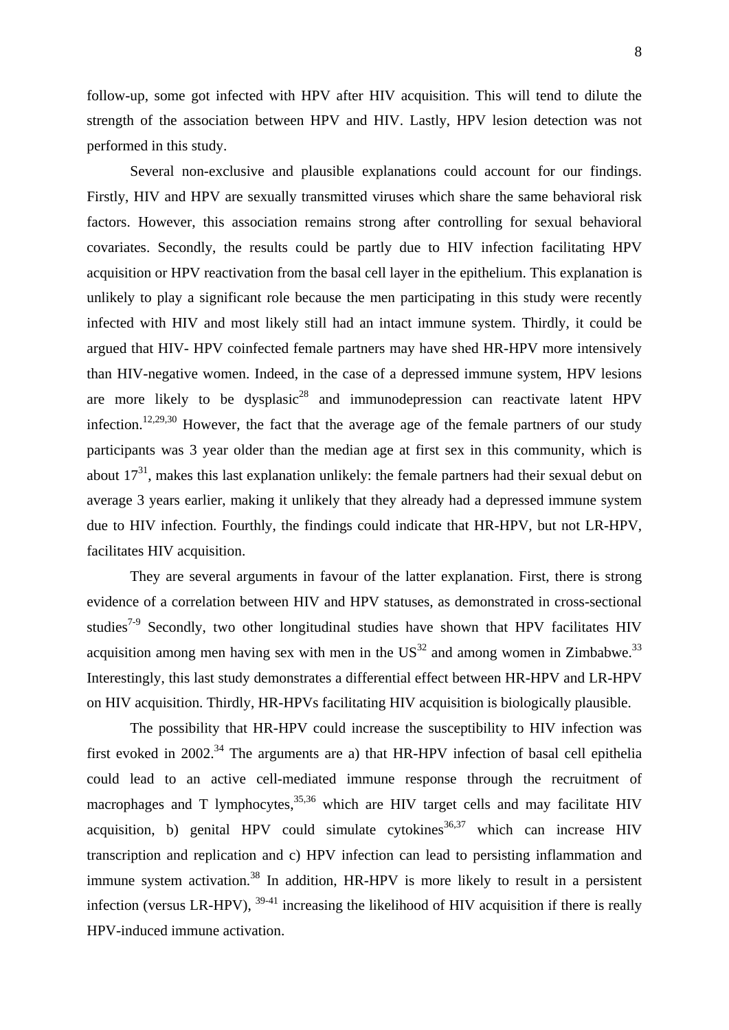follow-up, some got infected with HPV after HIV acquisition. This will tend to dilute the strength of the association between HPV and HIV. Lastly, HPV lesion detection was not performed in this study.

Several non-exclusive and plausible explanations could account for our findings. Firstly, HIV and HPV are sexually transmitted viruses which share the same behavioral risk factors. However, this association remains strong after controlling for sexual behavioral covariates. Secondly, the results could be partly due to HIV infection facilitating HPV acquisition or HPV reactivation from the basal cell layer in the epithelium. This explanation is unlikely to play a significant role because the men participating in this study were recently infected with HIV and most likely still had an intact immune system. Thirdly, it could be argued that HIV- HPV coinfected female partners may have shed HR-HPV more intensively than HIV-negative women. Indeed, in the case of a depressed immune system, HPV lesions are more likely to be dysplasic[28] and immunodepression can reactivate latent HPV infection.[12,29,30] However, the fact that the average age of the female partners of our study participants was 3 year older than the median age at first sex in this community, which is about 17[31], makes this last explanation unlikely: the female partners had their sexual debut on average 3 years earlier, making it unlikely that they already had a depressed immune system due to HIV infection. Fourthly, the findings could indicate that HR-HPV, but not LR-HPV, facilitates HIV acquisition.

They are several arguments in favour of the latter explanation. First, there is strong evidence of a correlation between HIV and HPV statuses, as demonstrated in cross-sectional studies[7-9] Secondly, two other longitudinal studies have shown that HPV facilitates HIV acquisition among men having sex with men in the US[32] and among women in Zimbabwe.[33] Interestingly, this last study demonstrates a differential effect between HR-HPV and LR-HPV on HIV acquisition. Thirdly, HR-HPVs facilitating HIV acquisition is biologically plausible.

The possibility that HR-HPV could increase the susceptibility to HIV infection was first evoked in 2002.[34] The arguments are a) that HR-HPV infection of basal cell epithelia could lead to an active cell-mediated immune response through the recruitment of macrophages and T lymphocytes,[35,36] which are HIV target cells and may facilitate HIV acquisition, b) genital HPV could simulate cytokines[36,37] which can increase HIV transcription and replication and c) HPV infection can lead to persisting inflammation and immune system activation.[38] In addition, HR-HPV is more likely to result in a persistent infection (versus LR-HPV), [39-41] increasing the likelihood of HIV acquisition if there is really HPV-induced immune activation.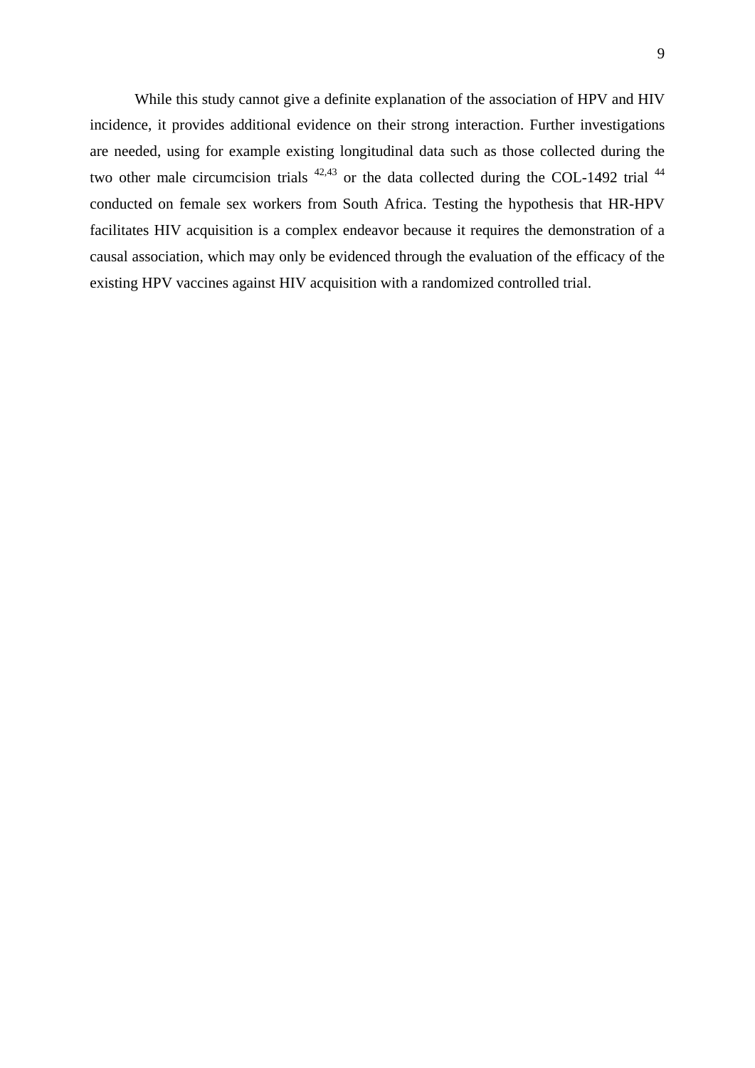While this study cannot give a definite explanation of the association of HPV and HIV incidence, it provides additional evidence on their strong interaction. Further investigations are needed, using for example existing longitudinal data such as those collected during the two other male circumcision trials [42,43] or the data collected during the COL-1492 trial [44] conducted on female sex workers from South Africa. Testing the hypothesis that HR-HPV facilitates HIV acquisition is a complex endeavor because it requires the demonstration of a causal association, which may only be evidenced through the evaluation of the efficacy of the existing HPV vaccines against HIV acquisition with a randomized controlled trial.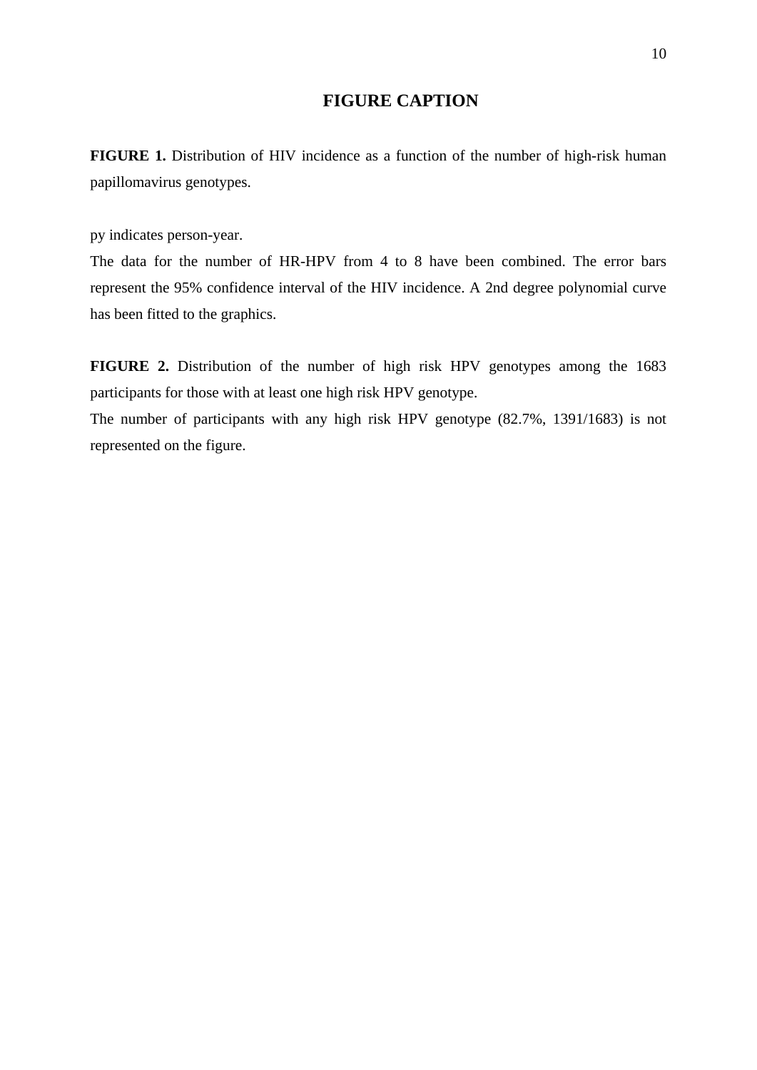# FIGURE CAPTION

**FIGURE 1.** Distribution of HIV incidence as a function of the number of high-risk human papillomavirus genotypes.

py indicates person-year.

The data for the number of HR-HPV from 4 to 8 have been combined. The error bars represent the 95% confidence interval of the HIV incidence. A 2nd degree polynomial curve has been fitted to the graphics.

**FIGURE 2.** Distribution of the number of high risk HPV genotypes among the 1683 participants for those with at least one high risk HPV genotype.

The number of participants with any high risk HPV genotype (82.7%, 1391/1683) is not represented on the figure.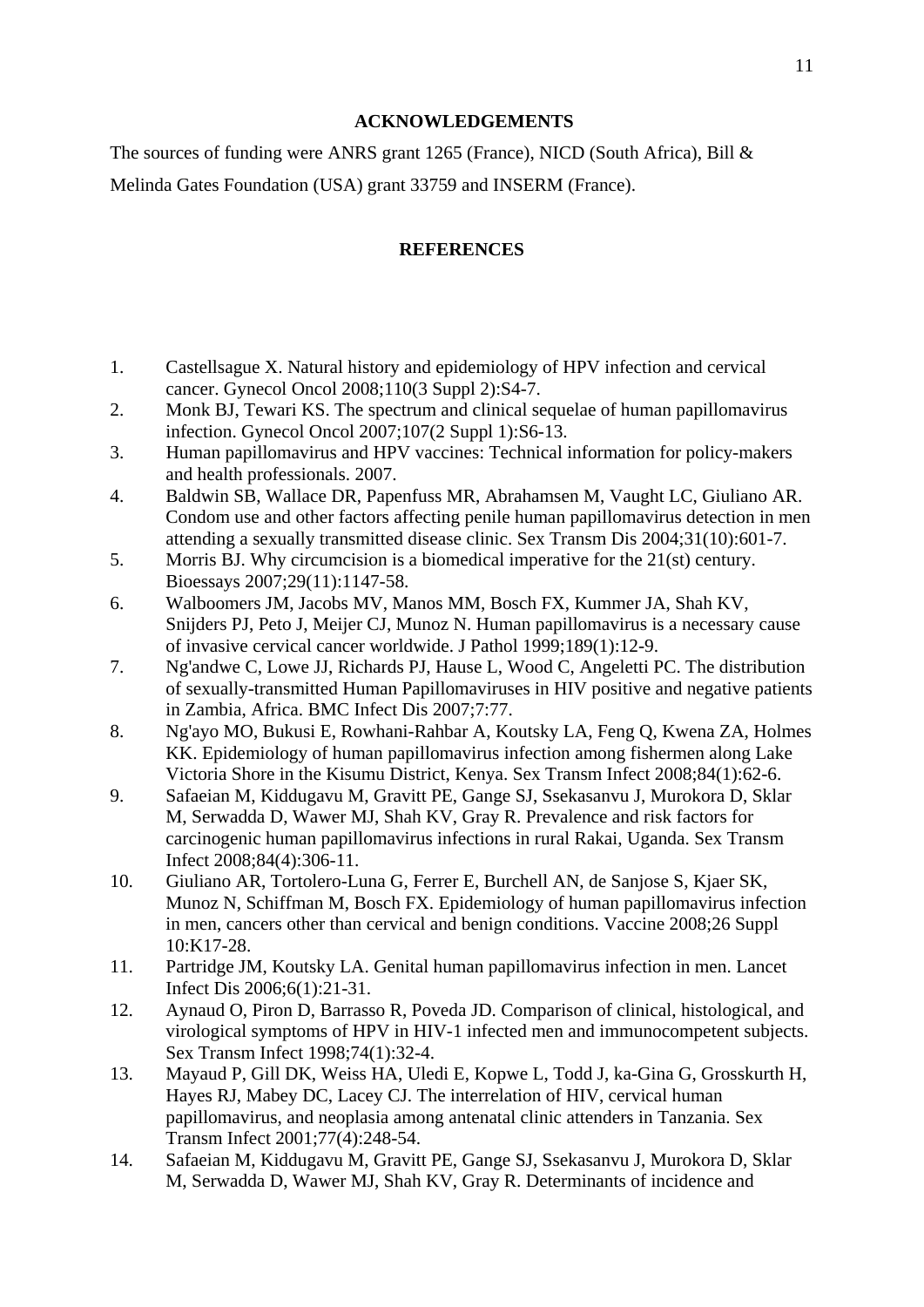## ACKNOWLEDGEMENTS

The sources of funding were ANRS grant 1265 (France), NICD (South Africa), Bill & Melinda Gates Foundation (USA) grant 33759 and INSERM (France).

## REFERENCES

1. Castellsague X. Natural history and epidemiology of HPV infection and cervical cancer. Gynecol Oncol 2008;110(3 Suppl 2):S4-7.
2. Monk BJ, Tewari KS. The spectrum and clinical sequelae of human papillomavirus infection. Gynecol Oncol 2007;107(2 Suppl 1):S6-13.
3. Human papillomavirus and HPV vaccines: Technical information for policy-makers and health professionals. 2007.
4. Baldwin SB, Wallace DR, Papenfuss MR, Abrahamsen M, Vaught LC, Giuliano AR. Condom use and other factors affecting penile human papillomavirus detection in men attending a sexually transmitted disease clinic. Sex Transm Dis 2004;31(10):601-7.
5. Morris BJ. Why circumcision is a biomedical imperative for the 21(st) century. Bioessays 2007;29(11):1147-58.
6. Walboomers JM, Jacobs MV, Manos MM, Bosch FX, Kummer JA, Shah KV, Snijders PJ, Peto J, Meijer CJ, Munoz N. Human papillomavirus is a necessary cause of invasive cervical cancer worldwide. J Pathol 1999;189(1):12-9.
7. Ng'andwe C, Lowe JJ, Richards PJ, Hause L, Wood C, Angeletti PC. The distribution of sexually-transmitted Human Papillomaviruses in HIV positive and negative patients in Zambia, Africa. BMC Infect Dis 2007;7:77.
8. Ng'ayo MO, Bukusi E, Rowhani-Rahbar A, Koutsky LA, Feng Q, Kwena ZA, Holmes KK. Epidemiology of human papillomavirus infection among fishermen along Lake Victoria Shore in the Kisumu District, Kenya. Sex Transm Infect 2008;84(1):62-6.
9. Safaeian M, Kiddugavu M, Gravitt PE, Gange SJ, Ssekasanvu J, Murokora D, Sklar M, Serwadda D, Wawer MJ, Shah KV, Gray R. Prevalence and risk factors for carcinogenic human papillomavirus infections in rural Rakai, Uganda. Sex Transm Infect 2008;84(4):306-11.
10. Giuliano AR, Tortolero-Luna G, Ferrer E, Burchell AN, de Sanjose S, Kjaer SK, Munoz N, Schiffman M, Bosch FX. Epidemiology of human papillomavirus infection in men, cancers other than cervical and benign conditions. Vaccine 2008;26 Suppl 10:K17-28.
11. Partridge JM, Koutsky LA. Genital human papillomavirus infection in men. Lancet Infect Dis 2006;6(1):21-31.
12. Aynaud O, Piron D, Barrasso R, Poveda JD. Comparison of clinical, histological, and virological symptoms of HPV in HIV-1 infected men and immunocompetent subjects. Sex Transm Infect 1998;74(1):32-4.
13. Mayaud P, Gill DK, Weiss HA, Uledi E, Kopwe L, Todd J, ka-Gina G, Grosskurth H, Hayes RJ, Mabey DC, Lacey CJ. The interrelation of HIV, cervical human papillomavirus, and neoplasia among antenatal clinic attenders in Tanzania. Sex Transm Infect 2001;77(4):248-54.
14. Safaeian M, Kiddugavu M, Gravitt PE, Gange SJ, Ssekasanvu J, Murokora D, Sklar M, Serwadda D, Wawer MJ, Shah KV, Gray R. Determinants of incidence and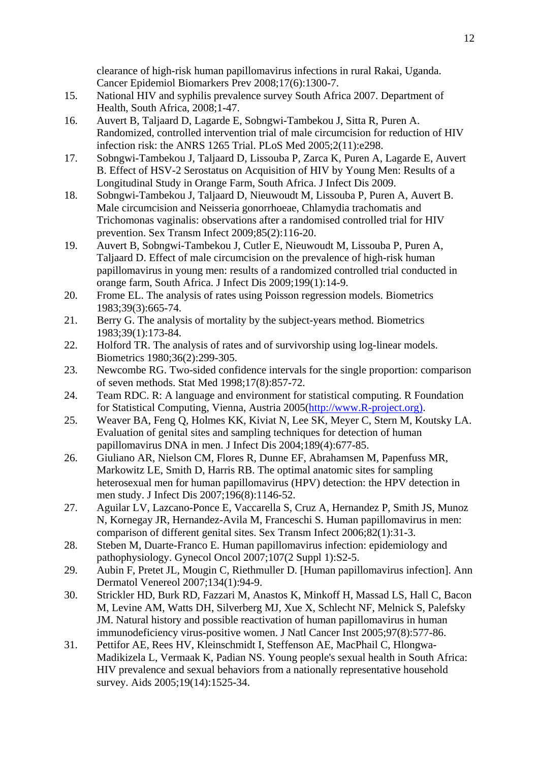clearance of high-risk human papillomavirus infections in rural Rakai, Uganda. Cancer Epidemiol Biomarkers Prev 2008;17(6):1300-7.

15. National HIV and syphilis prevalence survey South Africa 2007. Department of Health, South Africa, 2008;1-47.
16. Auvert B, Taljaard D, Lagarde E, Sobngwi-Tambekou J, Sitta R, Puren A. Randomized, controlled intervention trial of male circumcision for reduction of HIV infection risk: the ANRS 1265 Trial. PLoS Med 2005;2(11):e298.
17. Sobngwi-Tambekou J, Taljaard D, Lissouba P, Zarca K, Puren A, Lagarde E, Auvert B. Effect of HSV-2 Serostatus on Acquisition of HIV by Young Men: Results of a Longitudinal Study in Orange Farm, South Africa. J Infect Dis 2009.
18. Sobngwi-Tambekou J, Taljaard D, Nieuwoudt M, Lissouba P, Puren A, Auvert B. Male circumcision and Neisseria gonorrhoeae, Chlamydia trachomatis and Trichomonas vaginalis: observations after a randomised controlled trial for HIV prevention. Sex Transm Infect 2009;85(2):116-20.
19. Auvert B, Sobngwi-Tambekou J, Cutler E, Nieuwoudt M, Lissouba P, Puren A, Taljaard D. Effect of male circumcision on the prevalence of high-risk human papillomavirus in young men: results of a randomized controlled trial conducted in orange farm, South Africa. J Infect Dis 2009;199(1):14-9.
20. Frome EL. The analysis of rates using Poisson regression models. Biometrics 1983;39(3):665-74.
21. Berry G. The analysis of mortality by the subject-years method. Biometrics 1983;39(1):173-84.
22. Holford TR. The analysis of rates and of survivorship using log-linear models. Biometrics 1980;36(2):299-305.
23. Newcombe RG. Two-sided confidence intervals for the single proportion: comparison of seven methods. Stat Med 1998;17(8):857-72.
24. Team RDC. R: A language and environment for statistical computing. R Foundation for Statistical Computing, Vienna, Austria 2005(http://www.R-project.org).
25. Weaver BA, Feng Q, Holmes KK, Kiviat N, Lee SK, Meyer C, Stern M, Koutsky LA. Evaluation of genital sites and sampling techniques for detection of human papillomavirus DNA in men. J Infect Dis 2004;189(4):677-85.
26. Giuliano AR, Nielson CM, Flores R, Dunne EF, Abrahamsen M, Papenfuss MR, Markowitz LE, Smith D, Harris RB. The optimal anatomic sites for sampling heterosexual men for human papillomavirus (HPV) detection: the HPV detection in men study. J Infect Dis 2007;196(8):1146-52.
27. Aguilar LV, Lazcano-Ponce E, Vaccarella S, Cruz A, Hernandez P, Smith JS, Munoz N, Kornegay JR, Hernandez-Avila M, Franceschi S. Human papillomavirus in men: comparison of different genital sites. Sex Transm Infect 2006;82(1):31-3.
28. Steben M, Duarte-Franco E. Human papillomavirus infection: epidemiology and pathophysiology. Gynecol Oncol 2007;107(2 Suppl 1):S2-5.
29. Aubin F, Pretet JL, Mougin C, Riethmuller D. [Human papillomavirus infection]. Ann Dermatol Venereol 2007;134(1):94-9.
30. Strickler HD, Burk RD, Fazzari M, Anastos K, Minkoff H, Massad LS, Hall C, Bacon M, Levine AM, Watts DH, Silverberg MJ, Xue X, Schlecht NF, Melnick S, Palefsky JM. Natural history and possible reactivation of human papillomavirus in human immunodeficiency virus-positive women. J Natl Cancer Inst 2005;97(8):577-86.
31. Pettifor AE, Rees HV, Kleinschmidt I, Steffenson AE, MacPhail C, Hlongwa-Madikizela L, Vermaak K, Padian NS. Young people's sexual health in South Africa: HIV prevalence and sexual behaviors from a nationally representative household survey. Aids 2005;19(14):1525-34.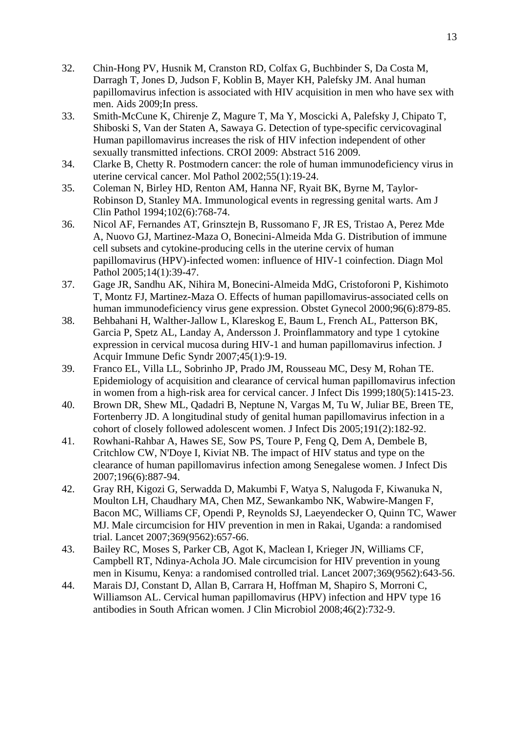32. Chin-Hong PV, Husnik M, Cranston RD, Colfax G, Buchbinder S, Da Costa M, Darragh T, Jones D, Judson F, Koblin B, Mayer KH, Palefsky JM. Anal human papillomavirus infection is associated with HIV acquisition in men who have sex with men. Aids 2009;In press.
33. Smith-McCune K, Chirenje Z, Magure T, Ma Y, Moscicki A, Palefsky J, Chipato T, Shiboski S, Van der Staten A, Sawaya G. Detection of type-specific cervicovaginal Human papillomavirus increases the risk of HIV infection independent of other sexually transmitted infections. CROI 2009: Abstract 516 2009.
34. Clarke B, Chetty R. Postmodern cancer: the role of human immunodeficiency virus in uterine cervical cancer. Mol Pathol 2002;55(1):19-24.
35. Coleman N, Birley HD, Renton AM, Hanna NF, Ryait BK, Byrne M, Taylor-Robinson D, Stanley MA. Immunological events in regressing genital warts. Am J Clin Pathol 1994;102(6):768-74.
36. Nicol AF, Fernandes AT, Grinsztejn B, Russomano F, JR ES, Tristao A, Perez Mde A, Nuovo GJ, Martinez-Maza O, Bonecini-Almeida Mda G. Distribution of immune cell subsets and cytokine-producing cells in the uterine cervix of human papillomavirus (HPV)-infected women: influence of HIV-1 coinfection. Diagn Mol Pathol 2005;14(1):39-47.
37. Gage JR, Sandhu AK, Nihira M, Bonecini-Almeida MdG, Cristoforoni P, Kishimoto T, Montz FJ, Martinez-Maza O. Effects of human papillomavirus-associated cells on human immunodeficiency virus gene expression. Obstet Gynecol 2000;96(6):879-85.
38. Behbahani H, Walther-Jallow L, Klareskog E, Baum L, French AL, Patterson BK, Garcia P, Spetz AL, Landay A, Andersson J. Proinflammatory and type 1 cytokine expression in cervical mucosa during HIV-1 and human papillomavirus infection. J Acquir Immune Defic Syndr 2007;45(1):9-19.
39. Franco EL, Villa LL, Sobrinho JP, Prado JM, Rousseau MC, Desy M, Rohan TE. Epidemiology of acquisition and clearance of cervical human papillomavirus infection in women from a high-risk area for cervical cancer. J Infect Dis 1999;180(5):1415-23.
40. Brown DR, Shew ML, Qadadri B, Neptune N, Vargas M, Tu W, Juliar BE, Breen TE, Fortenberry JD. A longitudinal study of genital human papillomavirus infection in a cohort of closely followed adolescent women. J Infect Dis 2005;191(2):182-92.
41. Rowhani-Rahbar A, Hawes SE, Sow PS, Toure P, Feng Q, Dem A, Dembele B, Critchlow CW, N'Doye I, Kiviat NB. The impact of HIV status and type on the clearance of human papillomavirus infection among Senegalese women. J Infect Dis 2007;196(6):887-94.
42. Gray RH, Kigozi G, Serwadda D, Makumbi F, Watya S, Nalugoda F, Kiwanuka N, Moulton LH, Chaudhary MA, Chen MZ, Sewankambo NK, Wabwire-Mangen F, Bacon MC, Williams CF, Opendi P, Reynolds SJ, Laeyendecker O, Quinn TC, Wawer MJ. Male circumcision for HIV prevention in men in Rakai, Uganda: a randomised trial. Lancet 2007;369(9562):657-66.
43. Bailey RC, Moses S, Parker CB, Agot K, Maclean I, Krieger JN, Williams CF, Campbell RT, Ndinya-Achola JO. Male circumcision for HIV prevention in young men in Kisumu, Kenya: a randomised controlled trial. Lancet 2007;369(9562):643-56.
44. Marais DJ, Constant D, Allan B, Carrara H, Hoffman M, Shapiro S, Morroni C, Williamson AL. Cervical human papillomavirus (HPV) infection and HPV type 16 antibodies in South African women. J Clin Microbiol 2008;46(2):732-9.